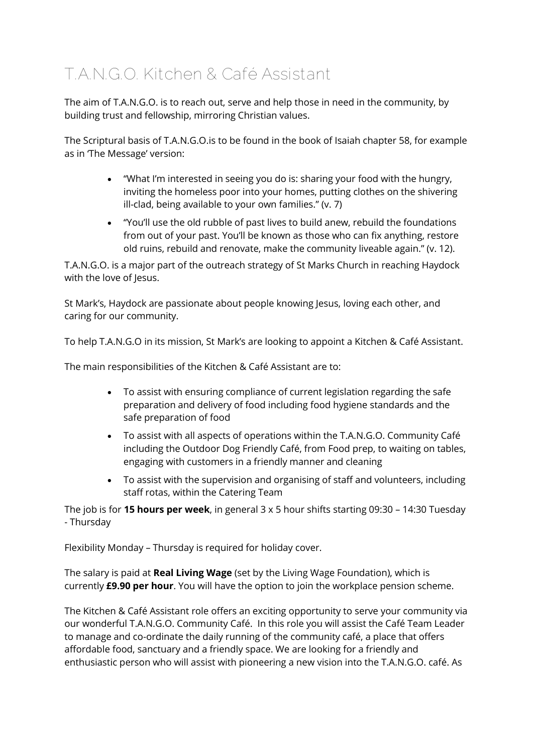# T.A.N.G.O. Kitchen & Café Assistant

The aim of T.A.N.G.O. is to reach out, serve and help those in need in the community, by building trust and fellowship, mirroring Christian values.

The Scriptural basis of T.A.N.G.O.is to be found in the book of Isaiah chapter 58, for example as in 'The Message' version:

- "What I'm interested in seeing you do is: sharing your food with the hungry, inviting the homeless poor into your homes, putting clothes on the shivering ill-clad, being available to your own families." (v. 7)
- "You'll use the old rubble of past lives to build anew, rebuild the foundations from out of your past. You'll be known as those who can fix anything, restore old ruins, rebuild and renovate, make the community liveable again." (v. 12).

T.A.N.G.O. is a major part of the outreach strategy of St Marks Church in reaching Haydock with the love of Jesus.

St Mark's, Haydock are passionate about people knowing Jesus, loving each other, and caring for our community.

To help T.A.N.G.O in its mission, St Mark's are looking to appoint a Kitchen & Café Assistant.

The main responsibilities of the Kitchen & Café Assistant are to:

- To assist with ensuring compliance of current legislation regarding the safe preparation and delivery of food including food hygiene standards and the safe preparation of food
- To assist with all aspects of operations within the T.A.N.G.O. Community Café including the Outdoor Dog Friendly Café, from Food prep, to waiting on tables, engaging with customers in a friendly manner and cleaning
- To assist with the supervision and organising of staff and volunteers, including staff rotas, within the Catering Team

The job is for **15 hours per week**, in general 3 x 5 hour shifts starting 09:30 – 14:30 Tuesday - Thursday

Flexibility Monday – Thursday is required for holiday cover.

The salary is paid at **Real Living Wage** (set by the Living Wage Foundation), which is currently **£9.90 per hour**. You will have the option to join the workplace pension scheme.

The Kitchen & Café Assistant role offers an exciting opportunity to serve your community via our wonderful T.A.N.G.O. Community Café. In this role you will assist the Café Team Leader to manage and co-ordinate the daily running of the community café, a place that offers affordable food, sanctuary and a friendly space. We are looking for a friendly and enthusiastic person who will assist with pioneering a new vision into the T.A.N.G.O. café. As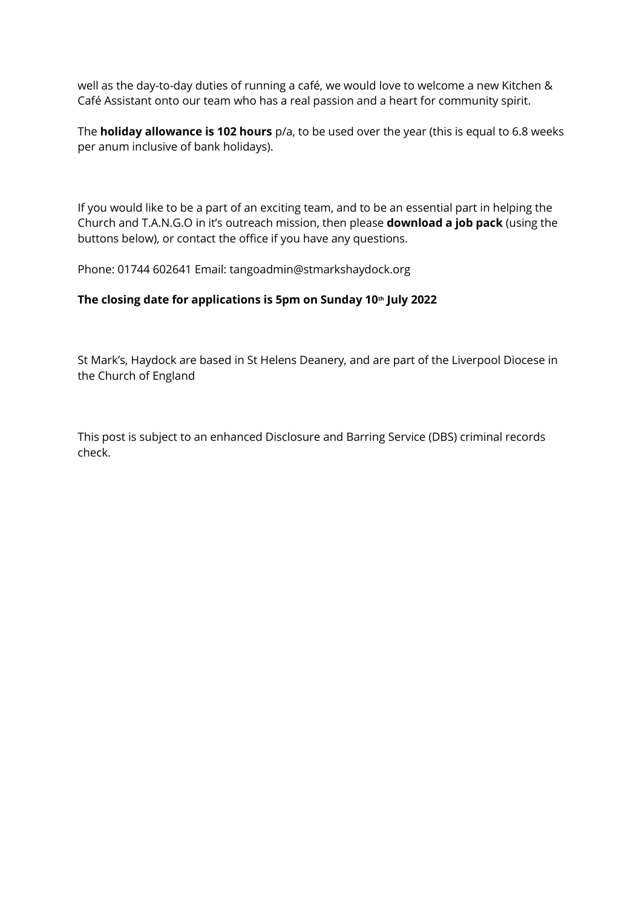well as the day-to-day duties of running a café, we would love to welcome a new Kitchen & Café Assistant onto our team who has a real passion and a heart for community spirit.

The **holiday allowance is 102 hours** p/a, to be used over the year (this is equal to 6.8 weeks per anum inclusive of bank holidays).

If you would like to be a part of an exciting team, and to be an essential part in helping the Church and T.A.N.G.O in it's outreach mission, then please **download a job pack** (using the buttons below), or contact the office if you have any questions.

Phone: 01744 602641 Email: tangoadmin@stmarkshaydock.org

**The closing date for applications is 5pm on Sunday 10th July 2022**

St Mark's, Haydock are based in St Helens Deanery, and are part of the Liverpool Diocese in the Church of England

This post is subject to an enhanced Disclosure and Barring Service (DBS) criminal records check.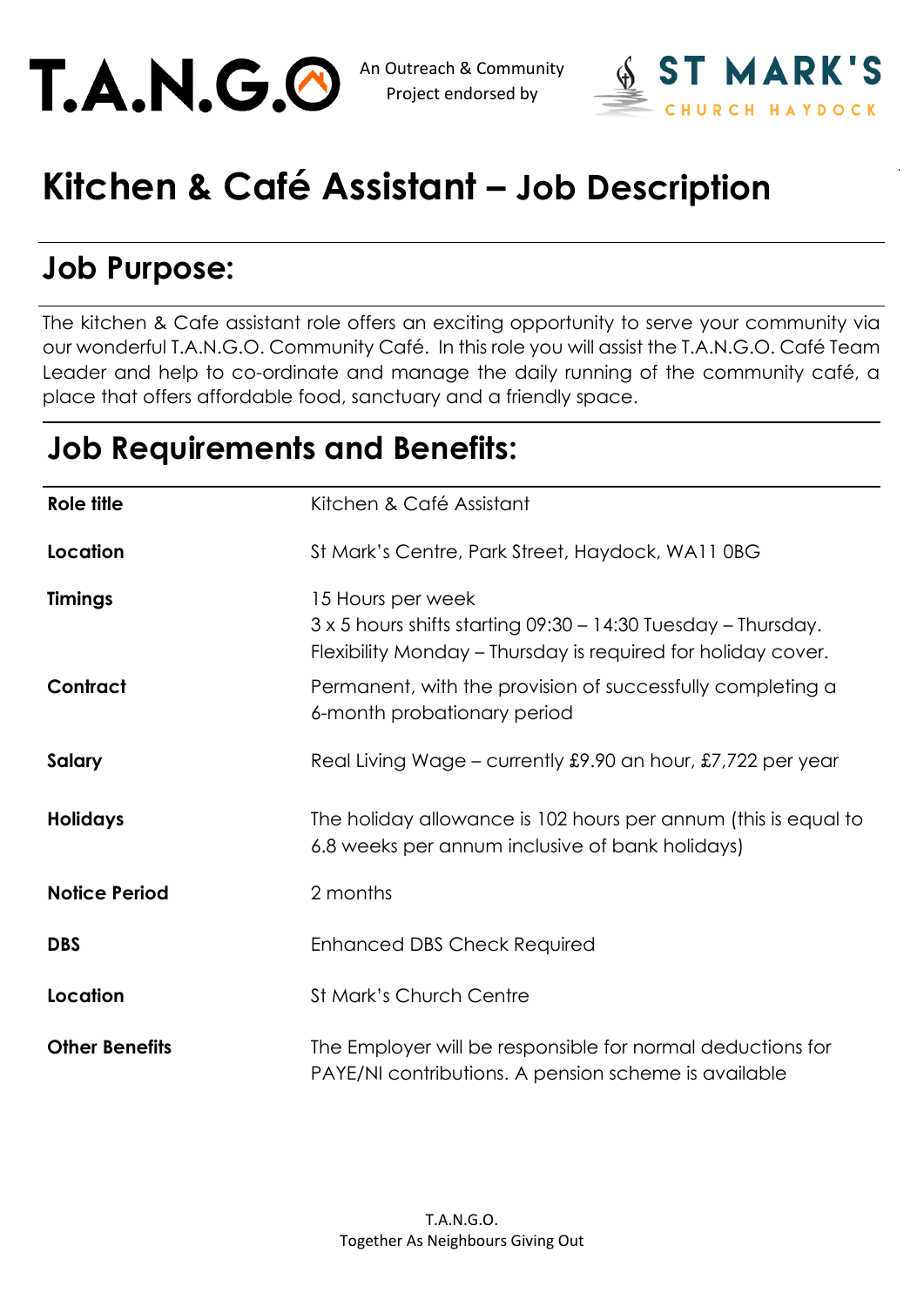T.A.N.G.O An Outreach & Community Project endorsed by ST MARK'S CHURCH HAYDOCK

# Kitchen & Café Assistant – Job Description

## Job Purpose:

The kitchen & Cafe assistant role offers an exciting opportunity to serve your community via our wonderful T.A.N.G.O. Community Café. In this role you will assist the T.A.N.G.O. Café Team Leader and help to co-ordinate and manage the daily running of the community café, a place that offers affordable food, sanctuary and a friendly space.

## Job Requirements and Benefits:

| | |
|---|---|
| **Role title** | Kitchen & Café Assistant |
| **Location** | St Mark's Centre, Park Street, Haydock, WA11 0BG |
| **Timings** | 15 Hours per week<br>3 x 5 hours shifts starting 09:30 – 14:30 Tuesday – Thursday.<br>Flexibility Monday – Thursday is required for holiday cover. |
| **Contract** | Permanent, with the provision of successfully completing a 6-month probationary period |
| **Salary** | Real Living Wage – currently £9.90 an hour, £7,722 per year |
| **Holidays** | The holiday allowance is 102 hours per annum (this is equal to 6.8 weeks per annum inclusive of bank holidays) |
| **Notice Period** | 2 months |
| **DBS** | Enhanced DBS Check Required |
| **Location** | St Mark's Church Centre |
| **Other Benefits** | The Employer will be responsible for normal deductions for PAYE/NI contributions. A pension scheme is available |

T.A.N.G.O.
Together As Neighbours Giving Out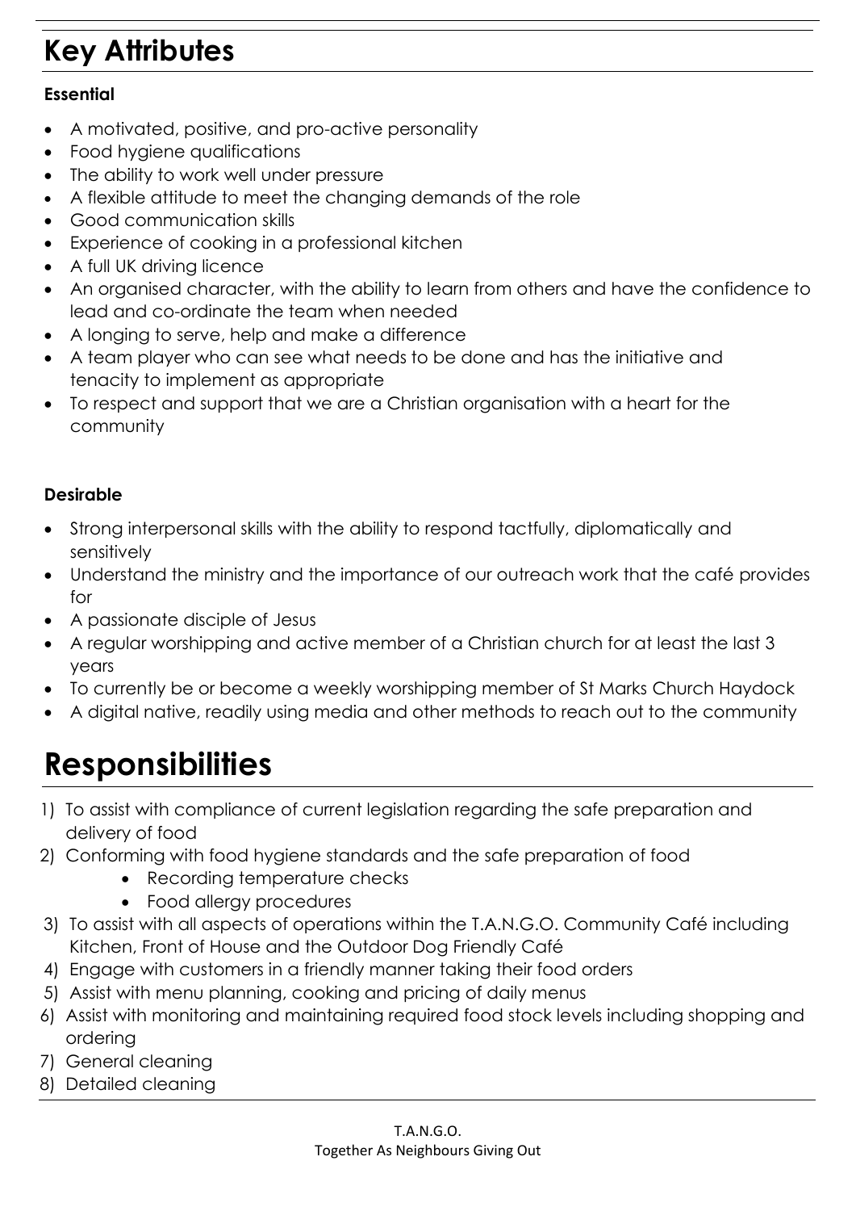# Key Attributes

**Essential**

- A motivated, positive, and pro-active personality
- Food hygiene qualifications
- The ability to work well under pressure
- A flexible attitude to meet the changing demands of the role
- Good communication skills
- Experience of cooking in a professional kitchen
- A full UK driving licence
- An organised character, with the ability to learn from others and have the confidence to lead and co-ordinate the team when needed
- A longing to serve, help and make a difference
- A team player who can see what needs to be done and has the initiative and tenacity to implement as appropriate
- To respect and support that we are a Christian organisation with a heart for the community

**Desirable**

- Strong interpersonal skills with the ability to respond tactfully, diplomatically and sensitively
- Understand the ministry and the importance of our outreach work that the café provides for
- A passionate disciple of Jesus
- A regular worshipping and active member of a Christian church for at least the last 3 years
- To currently be or become a weekly worshipping member of St Marks Church Haydock
- A digital native, readily using media and other methods to reach out to the community

# Responsibilities

1) To assist with compliance of current legislation regarding the safe preparation and delivery of food
2) Conforming with food hygiene standards and the safe preparation of food
    - Recording temperature checks
    - Food allergy procedures
3) To assist with all aspects of operations within the T.A.N.G.O. Community Café including Kitchen, Front of House and the Outdoor Dog Friendly Café
4) Engage with customers in a friendly manner taking their food orders
5) Assist with menu planning, cooking and pricing of daily menus
6) Assist with monitoring and maintaining required food stock levels including shopping and ordering
7) General cleaning
8) Detailed cleaning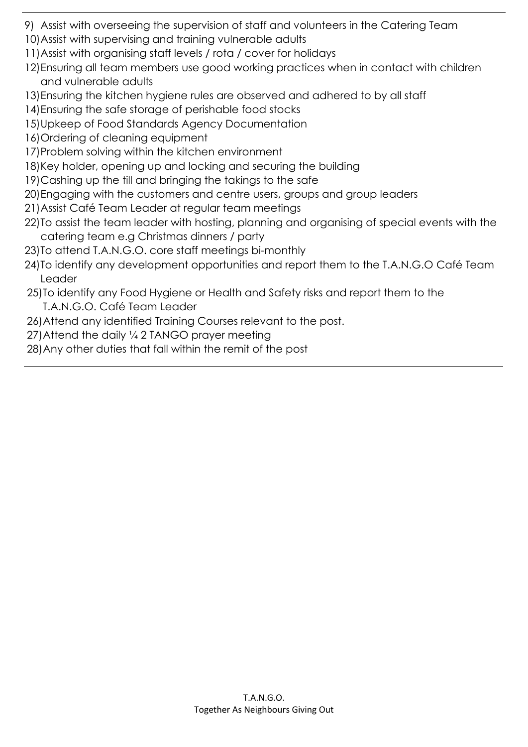9. Assist with overseeing the supervision of staff and volunteers in the Catering Team
10. Assist with supervising and training vulnerable adults
11. Assist with organising staff levels / rota / cover for holidays
12. Ensuring all team members use good working practices when in contact with children and vulnerable adults
13. Ensuring the kitchen hygiene rules are observed and adhered to by all staff
14. Ensuring the safe storage of perishable food stocks
15. Upkeep of Food Standards Agency Documentation
16. Ordering of cleaning equipment
17. Problem solving within the kitchen environment
18. Key holder, opening up and locking and securing the building
19. Cashing up the till and bringing the takings to the safe
20. Engaging with the customers and centre users, groups and group leaders
21. Assist Café Team Leader at regular team meetings
22. To assist the team leader with hosting, planning and organising of special events with the catering team e.g Christmas dinners / party
23. To attend T.A.N.G.O. core staff meetings bi-monthly
24. To identify any development opportunities and report them to the T.A.N.G.O Café Team Leader
25. To identify any Food Hygiene or Health and Safety risks and report them to the T.A.N.G.O. Café Team Leader
26. Attend any identified Training Courses relevant to the post.
27. Attend the daily ¼ 2 TANGO prayer meeting
28. Any other duties that fall within the remit of the post